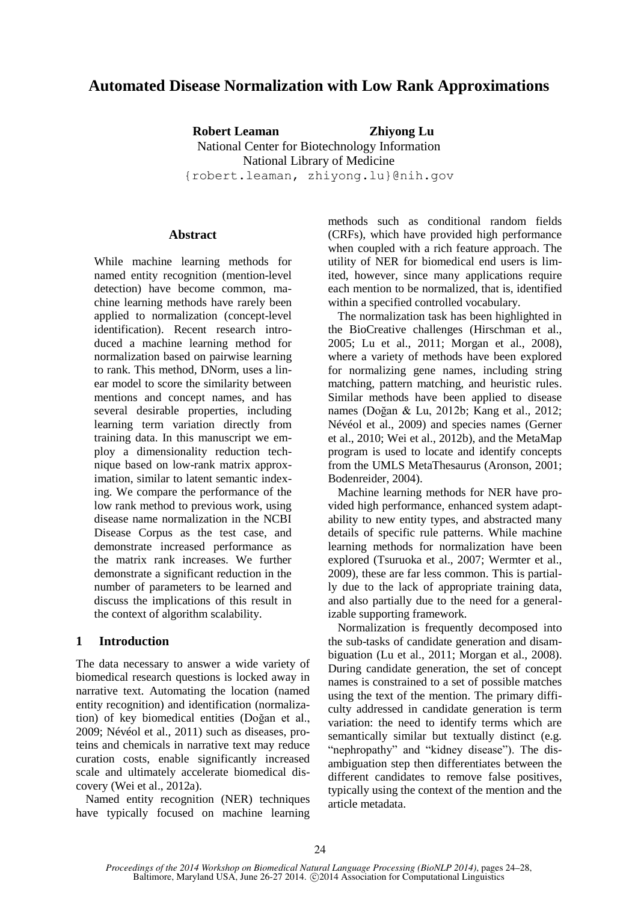# Automated Disease Normalization with Low Rank Approximations

**Robert Leaman** **Zhiyong Lu**

National Center for Biotechnology Information
National Library of Medicine
{robert.leaman, zhiyong.lu}@nih.gov

## Abstract

While machine learning methods for named entity recognition (mention-level detection) have become common, machine learning methods have rarely been applied to normalization (concept-level identification). Recent research introduced a machine learning method for normalization based on pairwise learning to rank. This method, DNorm, uses a linear model to score the similarity between mentions and concept names, and has several desirable properties, including learning term variation directly from training data. In this manuscript we employ a dimensionality reduction technique based on low-rank matrix approximation, similar to latent semantic indexing. We compare the performance of the low rank method to previous work, using disease name normalization in the NCBI Disease Corpus as the test case, and demonstrate increased performance as the matrix rank increases. We further demonstrate a significant reduction in the number of parameters to be learned and discuss the implications of this result in the context of algorithm scalability.

## 1 Introduction

The data necessary to answer a wide variety of biomedical research questions is locked away in narrative text. Automating the location (named entity recognition) and identification (normalization) of key biomedical entities (Doğan et al., 2009; Névéol et al., 2011) such as diseases, proteins and chemicals in narrative text may reduce curation costs, enable significantly increased scale and ultimately accelerate biomedical discovery (Wei et al., 2012a).

Named entity recognition (NER) techniques have typically focused on machine learning methods such as conditional random fields (CRFs), which have provided high performance when coupled with a rich feature approach. The utility of NER for biomedical end users is limited, however, since many applications require each mention to be normalized, that is, identified within a specified controlled vocabulary.

The normalization task has been highlighted in the BioCreative challenges (Hirschman et al., 2005; Lu et al., 2011; Morgan et al., 2008), where a variety of methods have been explored for normalizing gene names, including string matching, pattern matching, and heuristic rules. Similar methods have been applied to disease names (Doğan & Lu, 2012b; Kang et al., 2012; Névéol et al., 2009) and species names (Gerner et al., 2010; Wei et al., 2012b), and the MetaMap program is used to locate and identify concepts from the UMLS MetaThesaurus (Aronson, 2001; Bodenreider, 2004).

Machine learning methods for NER have provided high performance, enhanced system adaptability to new entity types, and abstracted many details of specific rule patterns. While machine learning methods for normalization have been explored (Tsuruoka et al., 2007; Wermter et al., 2009), these are far less common. This is partially due to the lack of appropriate training data, and also partially due to the need for a generalizable supporting framework.

Normalization is frequently decomposed into the sub-tasks of candidate generation and disambiguation (Lu et al., 2011; Morgan et al., 2008). During candidate generation, the set of concept names is constrained to a set of possible matches using the text of the mention. The primary difficulty addressed in candidate generation is term variation: the need to identify terms which are semantically similar but textually distinct (e.g. "nephropathy" and "kidney disease"). The disambiguation step then differentiates between the different candidates to remove false positives, typically using the context of the mention and the article metadata.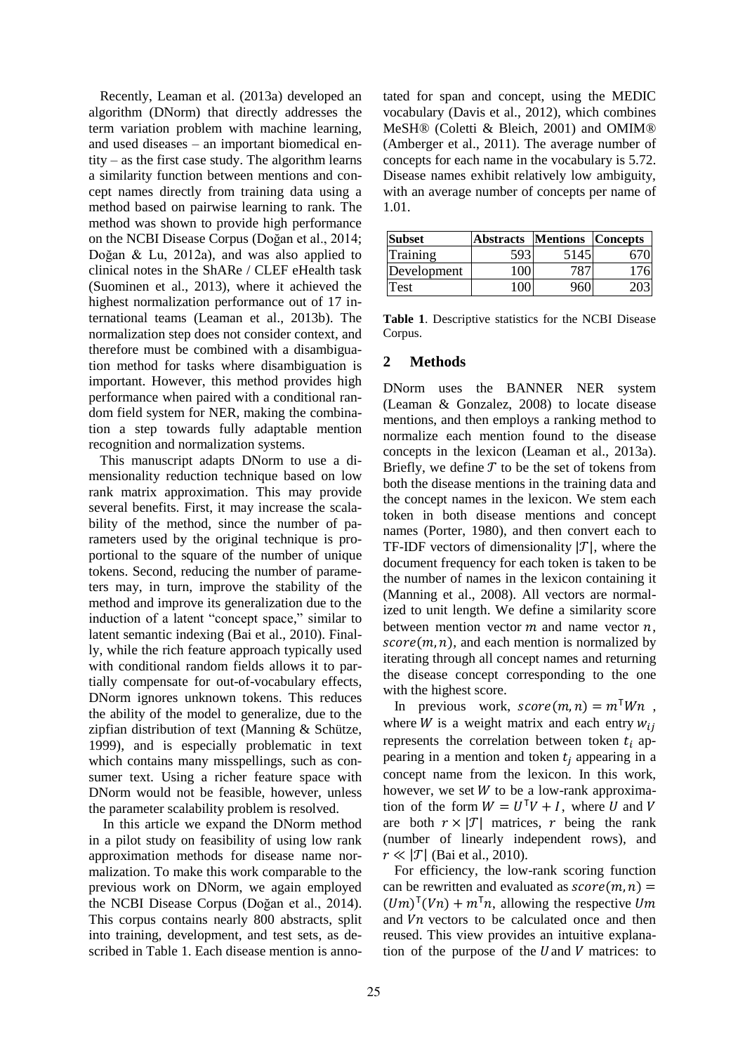Recently, Leaman et al. (2013a) developed an algorithm (DNorm) that directly addresses the term variation problem with machine learning, and used diseases – an important biomedical entity – as the first case study. The algorithm learns a similarity function between mentions and concept names directly from training data using a method based on pairwise learning to rank. The method was shown to provide high performance on the NCBI Disease Corpus (Doğan et al., 2014; Doğan & Lu, 2012a), and was also applied to clinical notes in the ShARe / CLEF eHealth task (Suominen et al., 2013), where it achieved the highest normalization performance out of 17 international teams (Leaman et al., 2013b). The normalization step does not consider context, and therefore must be combined with a disambiguation method for tasks where disambiguation is important. However, this method provides high performance when paired with a conditional random field system for NER, making the combination a step towards fully adaptable mention recognition and normalization systems.

This manuscript adapts DNorm to use a dimensionality reduction technique based on low rank matrix approximation. This may provide several benefits. First, it may increase the scalability of the method, since the number of parameters used by the original technique is proportional to the square of the number of unique tokens. Second, reducing the number of parameters may, in turn, improve the stability of the method and improve its generalization due to the induction of a latent "concept space," similar to latent semantic indexing (Bai et al., 2010). Finally, while the rich feature approach typically used with conditional random fields allows it to partially compensate for out-of-vocabulary effects, DNorm ignores unknown tokens. This reduces the ability of the model to generalize, due to the zipfian distribution of text (Manning & Schütze, 1999), and is especially problematic in text which contains many misspellings, such as consumer text. Using a richer feature space with DNorm would not be feasible, however, unless the parameter scalability problem is resolved.

In this article we expand the DNorm method in a pilot study on feasibility of using low rank approximation methods for disease name normalization. To make this work comparable to the previous work on DNorm, we again employed the NCBI Disease Corpus (Doğan et al., 2014). This corpus contains nearly 800 abstracts, split into training, development, and test sets, as described in Table 1. Each disease mention is annotated for span and concept, using the MEDIC vocabulary (Davis et al., 2012), which combines MeSH® (Coletti & Bleich, 2001) and OMIM® (Amberger et al., 2011). The average number of concepts for each name in the vocabulary is 5.72. Disease names exhibit relatively low ambiguity, with an average number of concepts per name of 1.01.

| Subset | Abstracts | Mentions | Concepts |
|---|---|---|---|
| Training | 593 | 5145 | 670 |
| Development | 100 | 787 | 176 |
| Test | 100 | 960 | 203 |

**Table 1**. Descriptive statistics for the NCBI Disease Corpus.

## 2 Methods

DNorm uses the BANNER NER system (Leaman & Gonzalez, 2008) to locate disease mentions, and then employs a ranking method to normalize each mention found to the disease concepts in the lexicon (Leaman et al., 2013a). Briefly, we define $\mathcal{T}$ to be the set of tokens from both the disease mentions in the training data and the concept names in the lexicon. We stem each token in both disease mentions and concept names (Porter, 1980), and then convert each to TF-IDF vectors of dimensionality $|\mathcal{T}|$, where the document frequency for each token is taken to be the number of names in the lexicon containing it (Manning et al., 2008). All vectors are normalized to unit length. We define a similarity score between mention vector $m$ and name vector $n$, $score(m, n)$, and each mention is normalized by iterating through all concept names and returning the disease concept corresponding to the one with the highest score.

In previous work, $score(m, n) = m^{\mathsf{T}}Wn$, where $W$ is a weight matrix and each entry $w_{ij}$ represents the correlation between token $t_i$ appearing in a mention and token $t_j$ appearing in a concept name from the lexicon. In this work, however, we set $W$ to be a low-rank approximation of the form $W = U^{\mathsf{T}}V + I$, where $U$ and $V$ are both $r \times |\mathcal{T}|$ matrices, $r$ being the rank (number of linearly independent rows), and $r \ll |\mathcal{T}|$ (Bai et al., 2010).

For efficiency, the low-rank scoring function can be rewritten and evaluated as $score(m, n) = (Um)^{\mathsf{T}}(Vn) + m^{\mathsf{T}}n$, allowing the respective $Um$ and $Vn$ vectors to be calculated once and then reused. This view provides an intuitive explanation of the purpose of the $U$ and $V$ matrices: to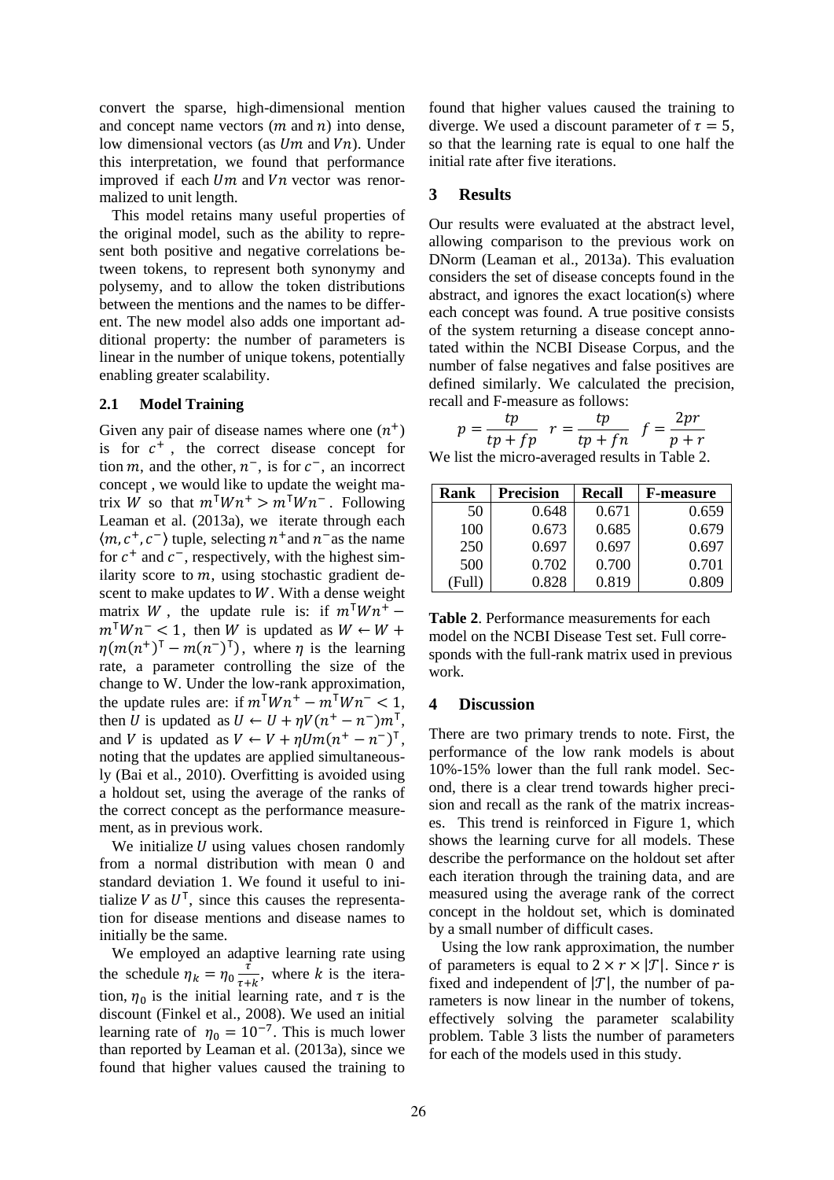convert the sparse, high-dimensional mention and concept name vectors ($m$ and $n$) into dense, low dimensional vectors (as $Um$ and $Vn$). Under this interpretation, we found that performance improved if each $Um$ and $Vn$ vector was renormalized to unit length.

This model retains many useful properties of the original model, such as the ability to represent both positive and negative correlations between tokens, to represent both synonymy and polysemy, and to allow the token distributions between the mentions and the names to be different. The new model also adds one important additional property: the number of parameters is linear in the number of unique tokens, potentially enabling greater scalability.

### 2.1 Model Training

Given any pair of disease names where one ($n^+$) is for $c^+$, the correct disease concept for tion $m$, and the other, $n^-$, is for $c^-$, an incorrect concept , we would like to update the weight matrix $W$ so that $m^\intercal W n^+ > m^\intercal W n^-$. Following Leaman et al. (2013a), we iterate through each $\langle m, c^+, c^- \rangle$ tuple, selecting $n^+$ and $n^-$ as the name for $c^+$ and $c^-$, respectively, with the highest similarity score to $m$, using stochastic gradient descent to make updates to $W$. With a dense weight matrix $W$, the update rule is: if $m^\intercal W n^+ - m^\intercal W n^- < 1$, then $W$ is updated as $W \leftarrow W + \eta(m(n^+)^\intercal - m(n^-)^\intercal)$, where $\eta$ is the learning rate, a parameter controlling the size of the change to W. Under the low-rank approximation, the update rules are: if $m^\intercal W n^+ - m^\intercal W n^- < 1$, then $U$ is updated as $U \leftarrow U + \eta V(n^+ - n^-)m^\intercal$, and $V$ is updated as $V \leftarrow V + \eta U m(n^+ - n^-)^\intercal$, noting that the updates are applied simultaneously (Bai et al., 2010). Overfitting is avoided using a holdout set, using the average of the ranks of the correct concept as the performance measurement, as in previous work.

We initialize $U$ using values chosen randomly from a normal distribution with mean 0 and standard deviation 1. We found it useful to initialize $V$ as $U^\intercal$, since this causes the representation for disease mentions and disease names to initially be the same.

We employed an adaptive learning rate using the schedule $\eta_k = \eta_0 \frac{\tau}{\tau + k}$, where $k$ is the iteration, $\eta_0$ is the initial learning rate, and $\tau$ is the discount (Finkel et al., 2008). We used an initial learning rate of $\eta_0 = 10^{-7}$. This is much lower than reported by Leaman et al. (2013a), since we found that higher values caused the training to diverge. We used a discount parameter of $\tau = 5$, so that the learning rate is equal to one half the initial rate after five iterations.

## 3 Results

Our results were evaluated at the abstract level, allowing comparison to the previous work on DNorm (Leaman et al., 2013a). This evaluation considers the set of disease concepts found in the abstract, and ignores the exact location(s) where each concept was found. A true positive consists of the system returning a disease concept annotated within the NCBI Disease Corpus, and the number of false negatives and false positives are defined similarly. We calculated the precision, recall and F-measure as follows:

$$p = \frac{tp}{tp + fp} \quad r = \frac{tp}{tp + fn} \quad f = \frac{2pr}{p + r}$$

We list the micro-averaged results in Table 2.

| Rank | Precision | Recall | F-measure |
|---|---|---|---|
| 50 | 0.648 | 0.671 | 0.659 |
| 100 | 0.673 | 0.685 | 0.679 |
| 250 | 0.697 | 0.697 | 0.697 |
| 500 | 0.702 | 0.700 | 0.701 |
| (Full) | 0.828 | 0.819 | 0.809 |

**Table 2**. Performance measurements for each model on the NCBI Disease Test set. Full corresponds with the full-rank matrix used in previous work.

## 4 Discussion

There are two primary trends to note. First, the performance of the low rank models is about 10%-15% lower than the full rank model. Second, there is a clear trend towards higher precision and recall as the rank of the matrix increases. This trend is reinforced in Figure 1, which shows the learning curve for all models. These describe the performance on the holdout set after each iteration through the training data, and are measured using the average rank of the correct concept in the holdout set, which is dominated by a small number of difficult cases.

Using the low rank approximation, the number of parameters is equal to $2 \times r \times |\mathcal{T}|$. Since $r$ is fixed and independent of $|\mathcal{T}|$, the number of parameters is now linear in the number of tokens, effectively solving the parameter scalability problem. Table 3 lists the number of parameters for each of the models used in this study.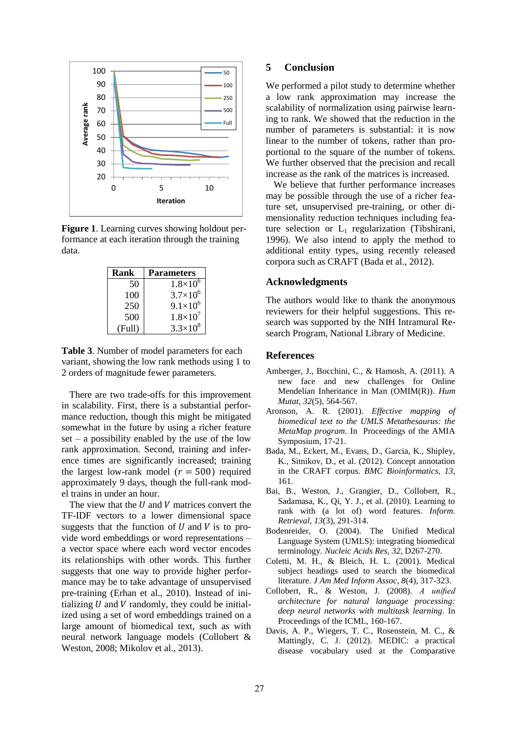**Figure 1**. Learning curves showing holdout performance at each iteration through the training data.

| Rank | Parameters |
|---|---|
| 50 | $1.8 \times 10^6$ |
| 100 | $3.7 \times 10^6$ |
| 250 | $9.1 \times 10^6$ |
| 500 | $1.8 \times 10^7$ |
| (Full) | $3.3 \times 10^8$ |

**Table 3**. Number of model parameters for each variant, showing the low rank methods using 1 to 2 orders of magnitude fewer parameters.

There are two trade-offs for this improvement in scalability. First, there is a substantial performance reduction, though this might be mitigated somewhat in the future by using a richer feature set – a possibility enabled by the use of the low rank approximation. Second, training and inference times are significantly increased; training the largest low-rank model ($r = 500$) required approximately 9 days, though the full-rank model trains in under an hour.

The view that the $U$ and $V$ matrices convert the TF-IDF vectors to a lower dimensional space suggests that the function of $U$ and $V$ is to provide word embeddings or word representations – a vector space where each word vector encodes its relationships with other words. This further suggests that one way to provide higher performance may be to take advantage of unsupervised pre-training (Erhan et al., 2010). Instead of initializing $U$ and $V$ randomly, they could be initialized using a set of word embeddings trained on a large amount of biomedical text, such as with neural network language models (Collobert & Weston, 2008; Mikolov et al., 2013).

## 5 Conclusion

We performed a pilot study to determine whether a low rank approximation may increase the scalability of normalization using pairwise learning to rank. We showed that the reduction in the number of parameters is substantial: it is now linear to the number of tokens, rather than proportional to the square of the number of tokens. We further observed that the precision and recall increase as the rank of the matrices is increased.

We believe that further performance increases may be possible through the use of a richer feature set, unsupervised pre-training, or other dimensionality reduction techniques including feature selection or $L_1$ regularization (Tibshirani, 1996). We also intend to apply the method to additional entity types, using recently released corpora such as CRAFT (Bada et al., 2012).

## Acknowledgments

The authors would like to thank the anonymous reviewers for their helpful suggestions. This research was supported by the NIH Intramural Research Program, National Library of Medicine.

## References

Amberger, J., Bocchini, C., & Hamosh, A. (2011). A new face and new challenges for Online Mendelian Inheritance in Man (OMIM(R)). *Hum Mutat, 32*(5), 564-567.

Aronson, A. R. (2001). *Effective mapping of biomedical text to the UMLS Metathesaurus: the MetaMap program*. In Proceedings of the AMIA Symposium, 17-21.

Bada, M., Eckert, M., Evans, D., Garcia, K., Shipley, K., Sitnikov, D., et al. (2012). Concept annotation in the CRAFT corpus. *BMC Bioinformatics, 13*, 161.

Bai, B., Weston, J., Grangier, D., Collobert, R., Sadamasa, K., Qi, Y. J., et al. (2010). Learning to rank with (a lot of) word features. *Inform. Retrieval, 13*(3), 291-314.

Bodenreider, O. (2004). The Unified Medical Language System (UMLS): integrating biomedical terminology. *Nucleic Acids Res, 32*, D267-270.

Coletti, M. H., & Bleich, H. L. (2001). Medical subject headings used to search the biomedical literature. *J Am Med Inform Assoc, 8*(4), 317-323.

Collobert, R., & Weston, J. (2008). *A unified architecture for natural language processing: deep neural networks with multitask learning*. In Proceedings of the ICML, 160-167.

Davis, A. P., Wiegers, T. C., Rosenstein, M. C., & Mattingly, C. J. (2012). MEDIC: a practical disease vocabulary used at the Comparative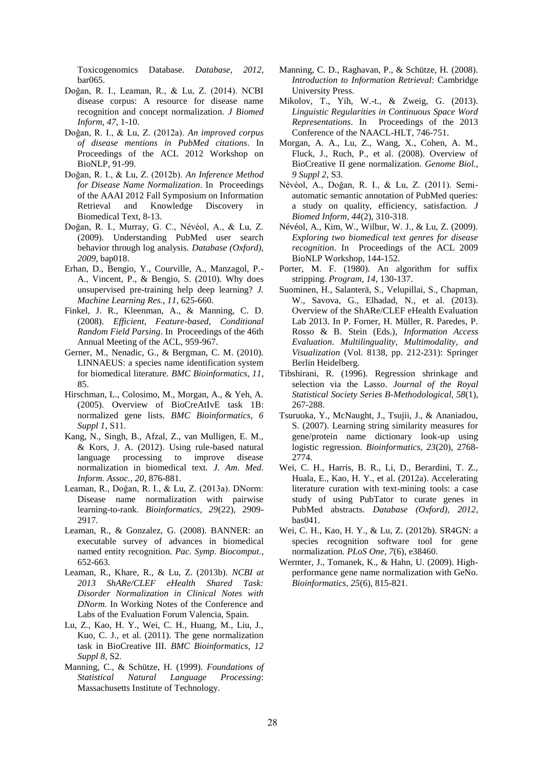Toxicogenomics Database. *Database, 2012*, bar065.

Doğan, R. I., Leaman, R., & Lu, Z. (2014). NCBI disease corpus: A resource for disease name recognition and concept normalization. *J Biomed Inform, 47*, 1-10.

Doğan, R. I., & Lu, Z. (2012a). *An improved corpus of disease mentions in PubMed citations*. In Proceedings of the ACL 2012 Workshop on BioNLP, 91-99.

Doğan, R. I., & Lu, Z. (2012b). *An Inference Method for Disease Name Normalization*. In Proceedings of the AAAI 2012 Fall Symposium on Information Retrieval and Knowledge Discovery in Biomedical Text, 8-13.

Doğan, R. I., Murray, G. C., Névéol, A., & Lu, Z. (2009). Understanding PubMed user search behavior through log analysis. *Database (Oxford), 2009*, bap018.

Erhan, D., Bengio, Y., Courville, A., Manzagol, P.-A., Vincent, P., & Bengio, S. (2010). Why does unsupervised pre-training help deep learning? *J. Machine Learning Res., 11*, 625-660.

Finkel, J. R., Kleenman, A., & Manning, C. D. (2008). *Efficient, Feature-based, Conditional Random Field Parsing*. In Proceedings of the 46th Annual Meeting of the ACL, 959-967.

Gerner, M., Nenadic, G., & Bergman, C. M. (2010). LINNAEUS: a species name identification system for biomedical literature. *BMC Bioinformatics, 11*, 85.

Hirschman, L., Colosimo, M., Morgan, A., & Yeh, A. (2005). Overview of BioCreAtIvE task 1B: normalized gene lists. *BMC Bioinformatics, 6 Suppl 1*, S11.

Kang, N., Singh, B., Afzal, Z., van Mulligen, E. M., & Kors, J. A. (2012). Using rule-based natural language processing to improve disease normalization in biomedical text. *J. Am. Med. Inform. Assoc., 20*, 876-881.

Leaman, R., Doğan, R. I., & Lu, Z. (2013a). DNorm: Disease name normalization with pairwise learning-to-rank. *Bioinformatics, 29*(22), 2909-2917.

Leaman, R., & Gonzalez, G. (2008). BANNER: an executable survey of advances in biomedical named entity recognition. *Pac. Symp. Biocomput.*, 652-663.

Leaman, R., Khare, R., & Lu, Z. (2013b). *NCBI at 2013 ShARe/CLEF eHealth Shared Task: Disorder Normalization in Clinical Notes with DNorm.* In Working Notes of the Conference and Labs of the Evaluation Forum Valencia, Spain.

Lu, Z., Kao, H. Y., Wei, C. H., Huang, M., Liu, J., Kuo, C. J., et al. (2011). The gene normalization task in BioCreative III. *BMC Bioinformatics, 12 Suppl 8*, S2.

Manning, C., & Schütze, H. (1999). *Foundations of Statistical Natural Language Processing*: Massachusetts Institute of Technology.

Manning, C. D., Raghavan, P., & Schütze, H. (2008). *Introduction to Information Retrieval*: Cambridge University Press.

Mikolov, T., Yih, W.-t., & Zweig, G. (2013). *Linguistic Regularities in Continuous Space Word Representations*. In Proceedings of the 2013 Conference of the NAACL-HLT, 746-751.

Morgan, A. A., Lu, Z., Wang, X., Cohen, A. M., Fluck, J., Ruch, P., et al. (2008). Overview of BioCreative II gene normalization. *Genome Biol., 9 Suppl 2*, S3.

Névéol, A., Doğan, R. I., & Lu, Z. (2011). Semi-automatic semantic annotation of PubMed queries: a study on quality, efficiency, satisfaction. *J Biomed Inform, 44*(2), 310-318.

Névéol, A., Kim, W., Wilbur, W. J., & Lu, Z. (2009). *Exploring two biomedical text genres for disease recognition*. In Proceedings of the ACL 2009 BioNLP Workshop, 144-152.

Porter, M. F. (1980). An algorithm for suffix stripping. *Program, 14*, 130-137.

Suominen, H., Salanterä, S., Velupillai, S., Chapman, W., Savova, G., Elhadad, N., et al. (2013). Overview of the ShARe/CLEF eHealth Evaluation Lab 2013. In P. Forner, H. Müller, R. Paredes, P. Rosso & B. Stein (Eds.), *Information Access Evaluation. Multilinguality, Multimodality, and Visualization* (Vol. 8138, pp. 212-231): Springer Berlin Heidelberg.

Tibshirani, R. (1996). Regression shrinkage and selection via the Lasso. *Journal of the Royal Statistical Society Series B-Methodological, 58*(1), 267-288.

Tsuruoka, Y., McNaught, J., Tsujii, J., & Ananiadou, S. (2007). Learning string similarity measures for gene/protein name dictionary look-up using logistic regression. *Bioinformatics, 23*(20), 2768-2774.

Wei, C. H., Harris, B. R., Li, D., Berardini, T. Z., Huala, E., Kao, H. Y., et al. (2012a). Accelerating literature curation with text-mining tools: a case study of using PubTator to curate genes in PubMed abstracts. *Database (Oxford), 2012*, bas041.

Wei, C. H., Kao, H. Y., & Lu, Z. (2012b). SR4GN: a species recognition software tool for gene normalization. *PLoS One, 7*(6), e38460.

Wermter, J., Tomanek, K., & Hahn, U. (2009). High-performance gene name normalization with GeNo. *Bioinformatics, 25*(6), 815-821.